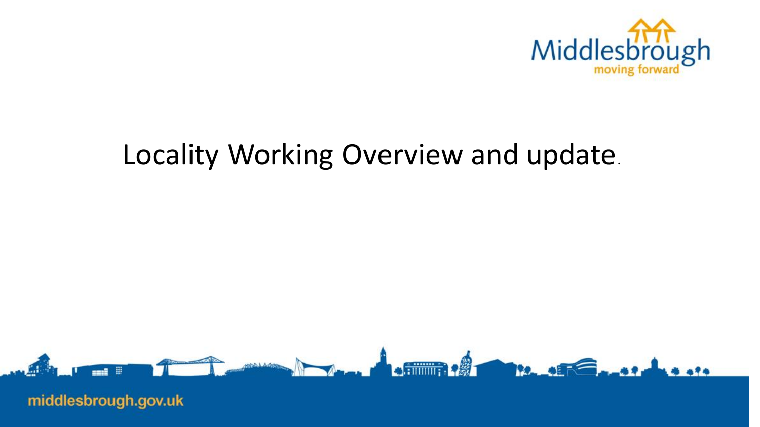# Locality Working Overview and update.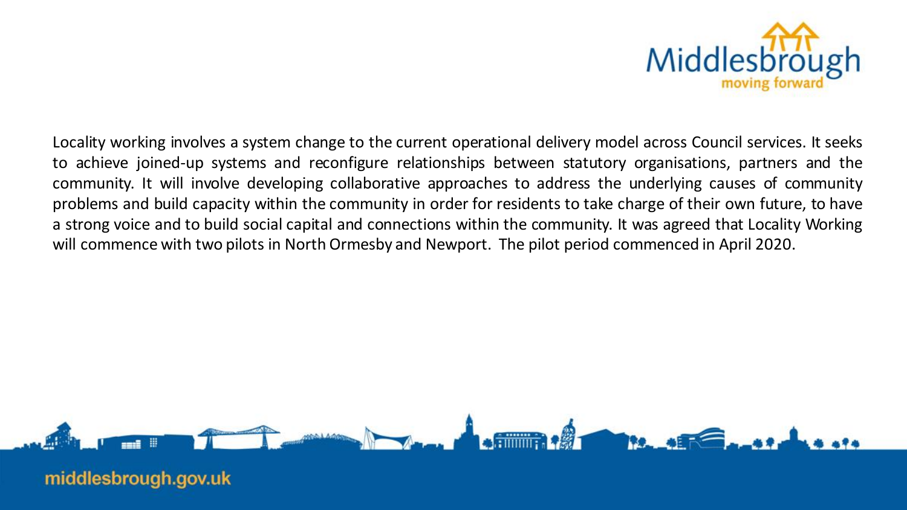Locality working involves a system change to the current operational delivery model across Council services. It seeks to achieve joined-up systems and reconfigure relationships between statutory organisations, partners and the community. It will involve developing collaborative approaches to address the underlying causes of community problems and build capacity within the community in order for residents to take charge of their own future, to have a strong voice and to build social capital and connections within the community. It was agreed that Locality Working will commence with two pilots in North Ormesby and Newport. The pilot period commenced in April 2020.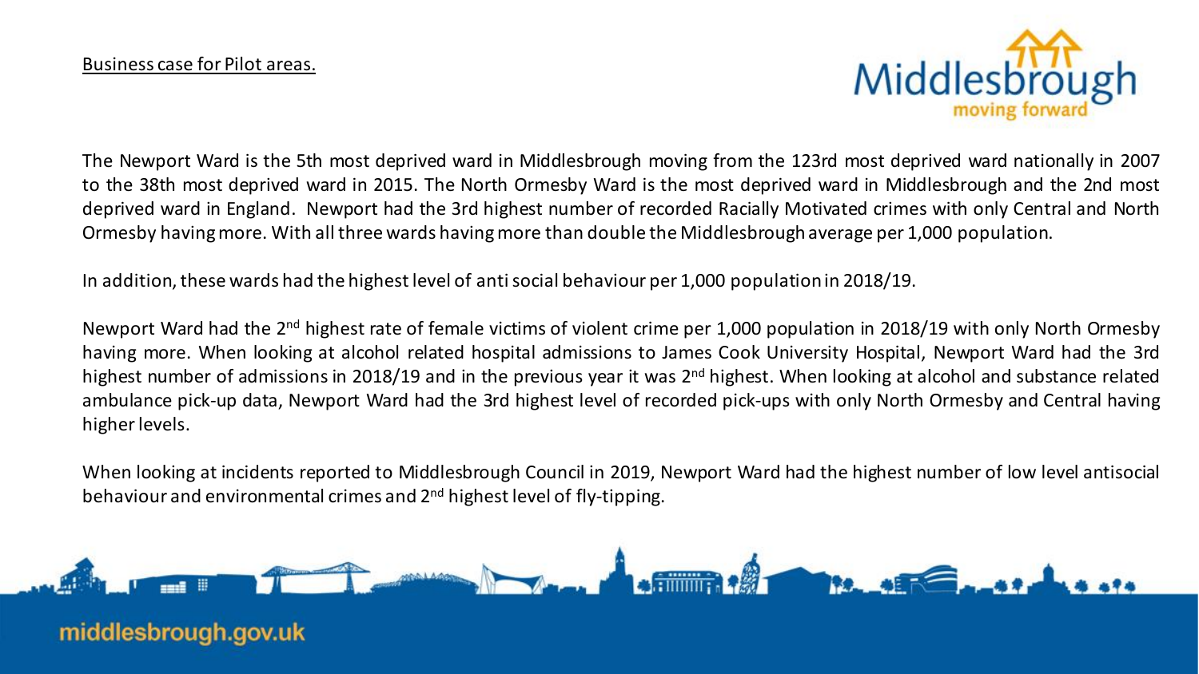Business case for Pilot areas.

The Newport Ward is the 5th most deprived ward in Middlesbrough moving from the 123rd most deprived ward nationally in 2007 to the 38th most deprived ward in 2015. The North Ormesby Ward is the most deprived ward in Middlesbrough and the 2nd most deprived ward in England. Newport had the 3rd highest number of recorded Racially Motivated crimes with only Central and North Ormesby having more. With all three wards having more than double the Middlesbrough average per 1,000 population.

In addition, these wards had the highest level of anti social behaviour per 1,000 population in 2018/19.

Newport Ward had the 2nd highest rate of female victims of violent crime per 1,000 population in 2018/19 with only North Ormesby having more. When looking at alcohol related hospital admissions to James Cook University Hospital, Newport Ward had the 3rd highest number of admissions in 2018/19 and in the previous year it was 2nd highest. When looking at alcohol and substance related ambulance pick-up data, Newport Ward had the 3rd highest level of recorded pick-ups with only North Ormesby and Central having higher levels.

When looking at incidents reported to Middlesbrough Council in 2019, Newport Ward had the highest number of low level antisocial behaviour and environmental crimes and 2nd highest level of fly-tipping.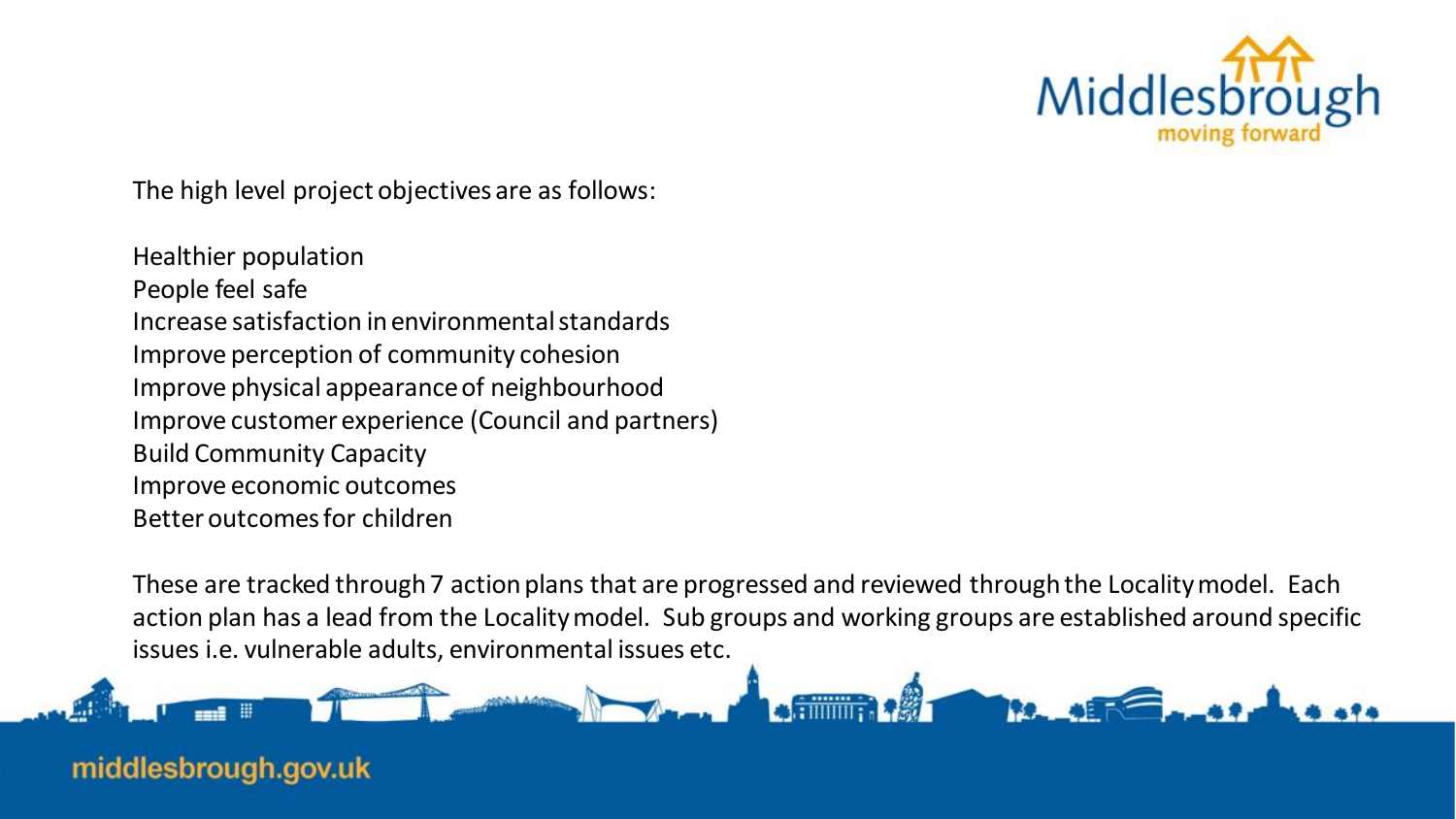The high level project objectives are as follows:

Healthier population
People feel safe
Increase satisfaction in environmental standards
Improve perception of community cohesion
Improve physical appearance of neighbourhood
Improve customer experience (Council and partners)
Build Community Capacity
Improve economic outcomes
Better outcomes for children

These are tracked through 7 action plans that are progressed and reviewed through the Locality model. Each action plan has a lead from the Locality model. Sub groups and working groups are established around specific issues i.e. vulnerable adults, environmental issues etc.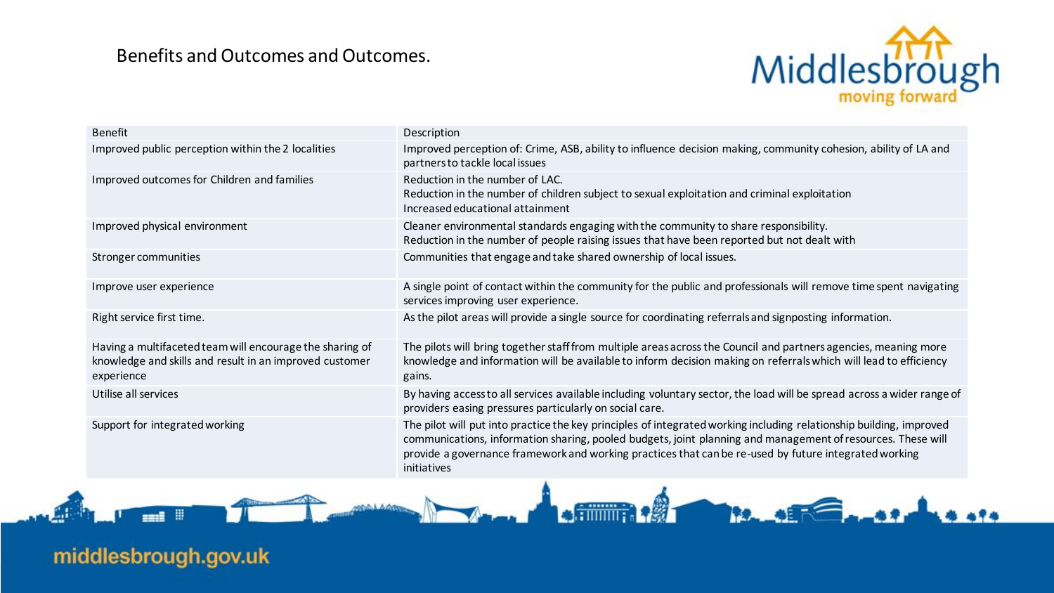# Benefits and Outcomes and Outcomes.

| Benefit | Description |
| --- | --- |
| Improved public perception within the 2 localities | Improved perception of: Crime, ASB, ability to influence decision making, community cohesion, ability of LA and partners to tackle local issues |
| Improved outcomes for Children and families | Reduction in the number of LAC.<br>Reduction in the number of children subject to sexual exploitation and criminal exploitation<br>Increased educational attainment |
| Improved physical environment | Cleaner environmental standards engaging with the community to share responsibility.<br>Reduction in the number of people raising issues that have been reported but not dealt with |
| Stronger communities | Communities that engage and take shared ownership of local issues. |
| Improve user experience | A single point of contact within the community for the public and professionals will remove time spent navigating services improving user experience. |
| Right service first time. | As the pilot areas will provide a single source for coordinating referrals and signposting information. |
| Having a multifaceted team will encourage the sharing of knowledge and skills and result in an improved customer experience | The pilots will bring together staff from multiple areas across the Council and partners agencies, meaning more knowledge and information will be available to inform decision making on referrals which will lead to efficiency gains. |
| Utilise all services | By having access to all services available including voluntary sector, the load will be spread across a wider range of providers easing pressures particularly on social care. |
| Support for integrated working | The pilot will put into practice the key principles of integrated working including relationship building, improved communications, information sharing, pooled budgets, joint planning and management of resources. These will provide a governance framework and working practices that can be re-used by future integrated working initiatives |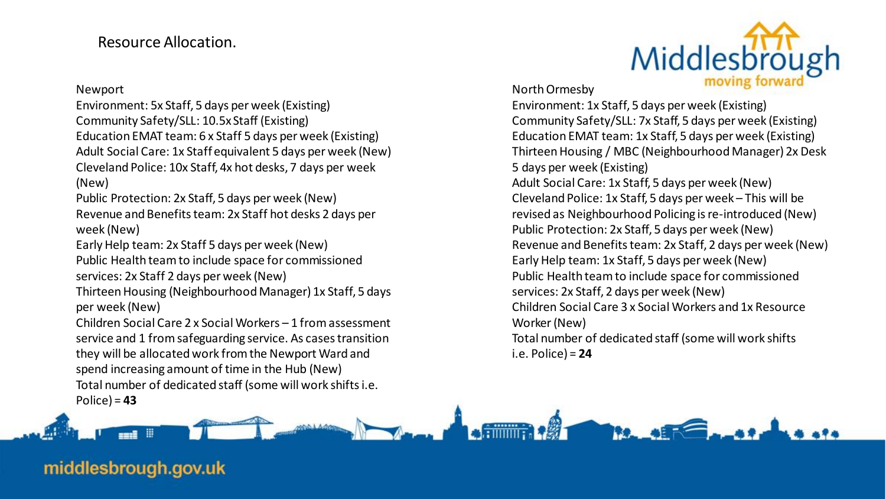# Resource Allocation.

Newport

Environment: 5x Staff, 5 days per week (Existing)
Community Safety/SLL: 10.5x Staff (Existing)
Education EMAT team: 6 x Staff 5 days per week (Existing)
Adult Social Care: 1x Staff equivalent 5 days per week (New)
Cleveland Police: 10x Staff, 4x hot desks, 7 days per week (New)
Public Protection: 2x Staff, 5 days per week (New)
Revenue and Benefits team: 2x Staff hot desks 2 days per week (New)
Early Help team: 2x Staff 5 days per week (New)
Public Health team to include space for commissioned services: 2x Staff 2 days per week (New)
Thirteen Housing (Neighbourhood Manager) 1x Staff, 5 days per week (New)
Children Social Care 2 x Social Workers – 1 from assessment service and 1 from safeguarding service. As cases transition they will be allocated work from the Newport Ward and spend increasing amount of time in the Hub (New)
Total number of dedicated staff (some will work shifts i.e. Police) = **43**

North Ormesby

Environment: 1x Staff, 5 days per week (Existing)
Community Safety/SLL: 7x Staff, 5 days per week (Existing)
Education EMAT team: 1x Staff, 5 days per week (Existing)
Thirteen Housing / MBC (Neighbourhood Manager) 2x Desk 5 days per week (Existing)
Adult Social Care: 1x Staff, 5 days per week (New)
Cleveland Police: 1x Staff, 5 days per week – This will be revised as Neighbourhood Policing is re-introduced (New)
Public Protection: 2x Staff, 5 days per week (New)
Revenue and Benefits team: 2x Staff, 2 days per week (New)
Early Help team: 1x Staff, 5 days per week (New)
Public Health team to include space for commissioned services: 2x Staff, 2 days per week (New)
Children Social Care 3 x Social Workers and 1x Resource Worker (New)
Total number of dedicated staff (some will work shifts i.e. Police) = **24**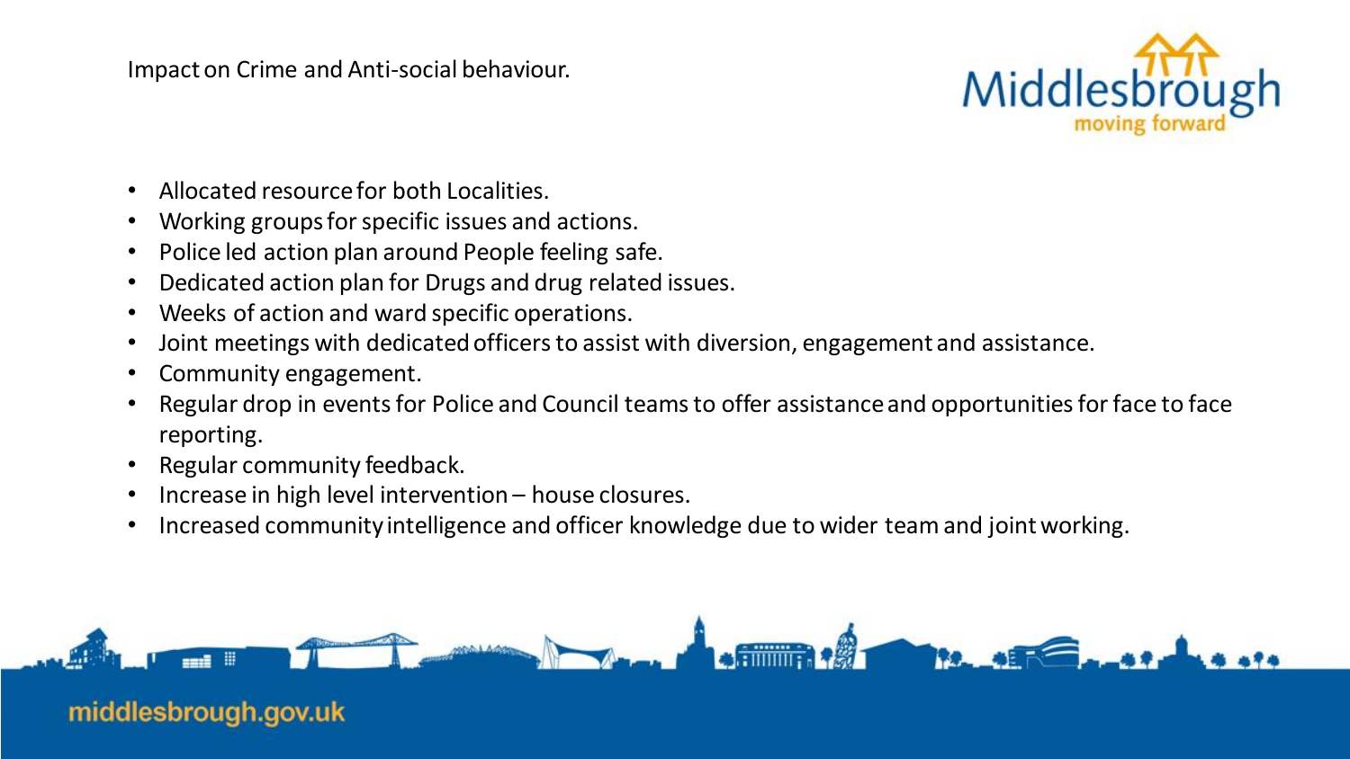# Impact on Crime and Anti-social behaviour.

- Allocated resource for both Localities.
- Working groups for specific issues and actions.
- Police led action plan around People feeling safe.
- Dedicated action plan for Drugs and drug related issues.
- Weeks of action and ward specific operations.
- Joint meetings with dedicated officers to assist with diversion, engagement and assistance.
- Community engagement.
- Regular drop in events for Police and Council teams to offer assistance and opportunities for face to face reporting.
- Regular community feedback.
- Increase in high level intervention – house closures.
- Increased community intelligence and officer knowledge due to wider team and joint working.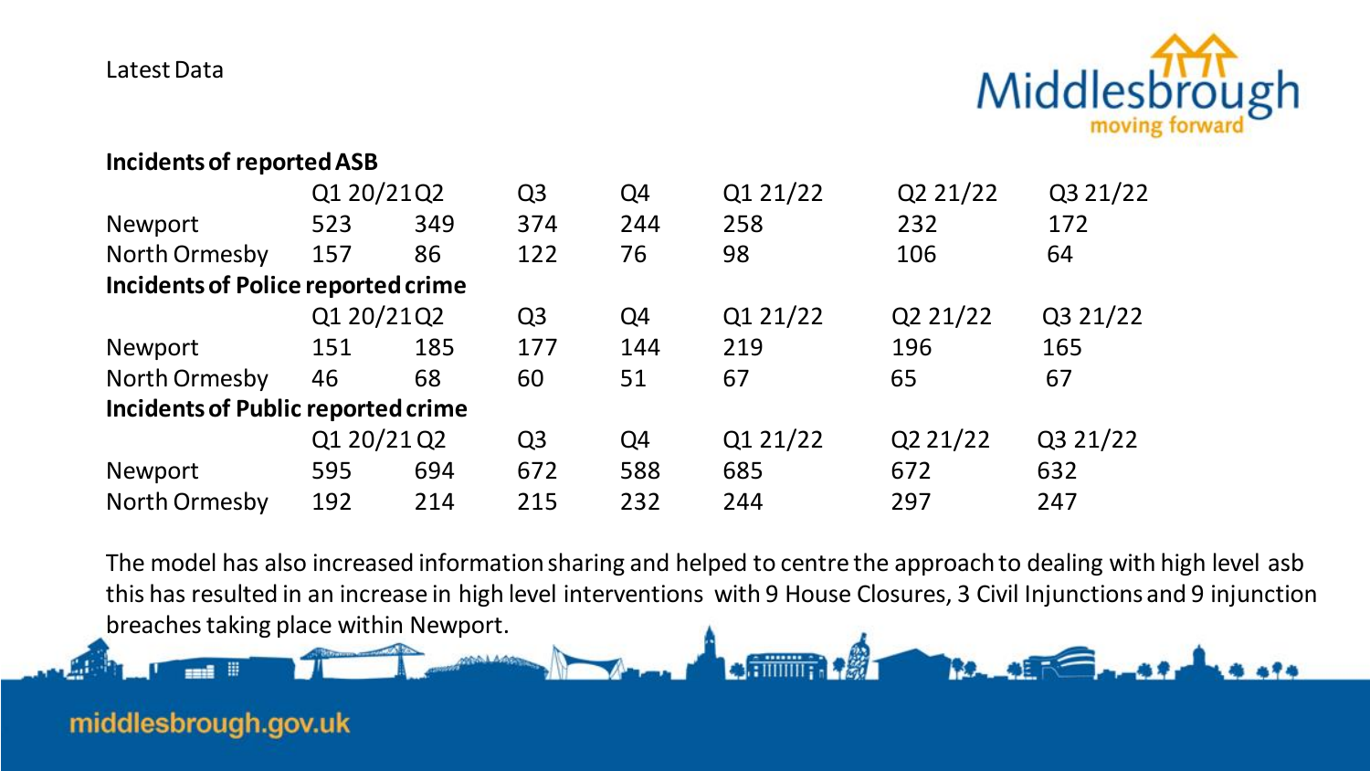Latest Data

**Incidents of reported ASB**

| | Q1 20/21 | Q2 | Q3 | Q4 | Q1 21/22 | Q2 21/22 | Q3 21/22 |
|---|---|---|---|---|---|---|---|
| Newport | 523 | 349 | 374 | 244 | 258 | 232 | 172 |
| North Ormesby | 157 | 86 | 122 | 76 | 98 | 106 | 64 |

**Incidents of Police reported crime**

| | Q1 20/21 | Q2 | Q3 | Q4 | Q1 21/22 | Q2 21/22 | Q3 21/22 |
|---|---|---|---|---|---|---|---|
| Newport | 151 | 185 | 177 | 144 | 219 | 196 | 165 |
| North Ormesby | 46 | 68 | 60 | 51 | 67 | 65 | 67 |

**Incidents of Public reported crime**

| | Q1 20/21 | Q2 | Q3 | Q4 | Q1 21/22 | Q2 21/22 | Q3 21/22 |
|---|---|---|---|---|---|---|---|
| Newport | 595 | 694 | 672 | 588 | 685 | 672 | 632 |
| North Ormesby | 192 | 214 | 215 | 232 | 244 | 297 | 247 |

The model has also increased information sharing and helped to centre the approach to dealing with high level asb this has resulted in an increase in high level interventions with 9 House Closures, 3 Civil Injunctions and 9 injunction breaches taking place within Newport.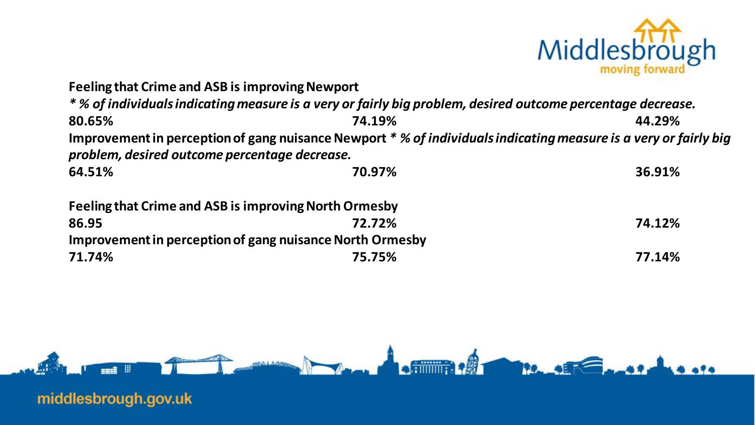**Feeling that Crime and ASB is improving Newport**

*\* % of individuals indicating measure is a very or fairly big problem, desired outcome percentage decrease.*

| | | |
|---|---|---|
| **80.65%** | **74.19%** | **44.29%** |

**Improvement in perception of gang nuisance Newport** *\* % of individuals indicating measure is a very or fairly big problem, desired outcome percentage decrease.*

| | | |
|---|---|---|
| **64.51%** | **70.97%** | **36.91%** |

**Feeling that Crime and ASB is improving North Ormesby**

| | | |
|---|---|---|
| **86.95** | **72.72%** | **74.12%** |

**Improvement in perception of gang nuisance North Ormesby**

| | | |
|---|---|---|
| **71.74%** | **75.75%** | **77.14%** |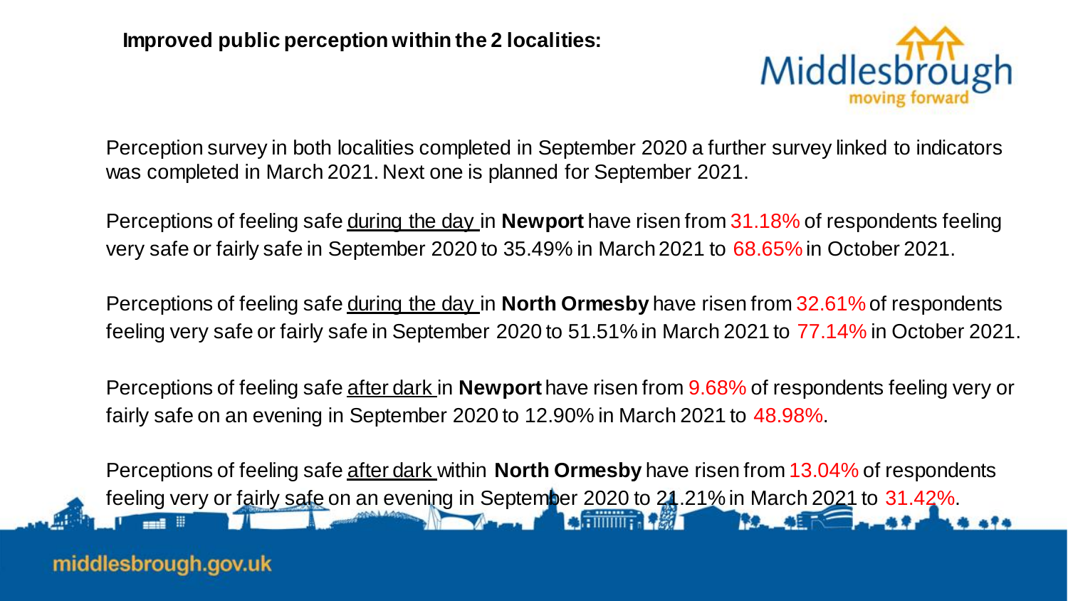**Improved public perception within the 2 localities:**

Perception survey in both localities completed in September 2020 a further survey linked to indicators was completed in March 2021. Next one is planned for September 2021.

Perceptions of feeling safe <u>during the day</u> in **Newport** have risen from 31.18% of respondents feeling very safe or fairly safe in September 2020 to 35.49% in March 2021 to 68.65% in October 2021.

Perceptions of feeling safe <u>during the day</u> in **North Ormesby** have risen from 32.61% of respondents feeling very safe or fairly safe in September 2020 to 51.51% in March 2021 to 77.14% in October 2021.

Perceptions of feeling safe <u>after dark</u> in **Newport** have risen from 9.68% of respondents feeling very or fairly safe on an evening in September 2020 to 12.90% in March 2021 to 48.98%.

Perceptions of feeling safe <u>after dark</u> within **North Ormesby** have risen from 13.04% of respondents feeling very or fairly safe on an evening in September 2020 to 21.21% in March 2021 to 31.42%.